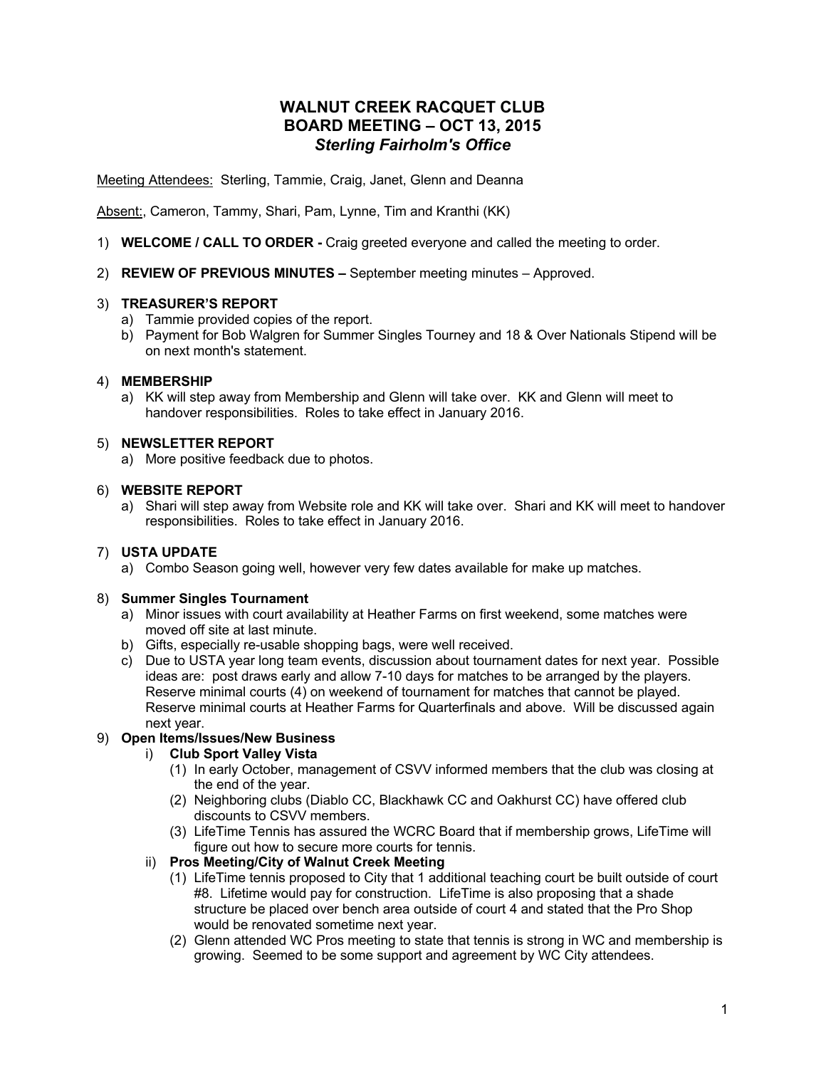# WALNUT CREEK RACQUET CLUB
# BOARD MEETING – OCT 13, 2015
### *Sterling Fairholm's Office*

Meeting Attendees: Sterling, Tammie, Craig, Janet, Glenn and Deanna

Absent:, Cameron, Tammy, Shari, Pam, Lynne, Tim and Kranthi (KK)

1) **WELCOME / CALL TO ORDER -** Craig greeted everyone and called the meeting to order.

2) **REVIEW OF PREVIOUS MINUTES –** September meeting minutes – Approved.

3) **TREASURER'S REPORT**
   a) Tammie provided copies of the report.
   b) Payment for Bob Walgren for Summer Singles Tourney and 18 & Over Nationals Stipend will be on next month's statement.

4) **MEMBERSHIP**
   a) KK will step away from Membership and Glenn will take over. KK and Glenn will meet to handover responsibilities. Roles to take effect in January 2016.

5) **NEWSLETTER REPORT**
   a) More positive feedback due to photos.

6) **WEBSITE REPORT**
   a) Shari will step away from Website role and KK will take over. Shari and KK will meet to handover responsibilities. Roles to take effect in January 2016.

7) **USTA UPDATE**
   a) Combo Season going well, however very few dates available for make up matches.

8) **Summer Singles Tournament**
   a) Minor issues with court availability at Heather Farms on first weekend, some matches were moved off site at last minute.
   b) Gifts, especially re-usable shopping bags, were well received.
   c) Due to USTA year long team events, discussion about tournament dates for next year. Possible ideas are: post draws early and allow 7-10 days for matches to be arranged by the players. Reserve minimal courts (4) on weekend of tournament for matches that cannot be played. Reserve minimal courts at Heather Farms for Quarterfinals and above. Will be discussed again next year.

9) **Open Items/Issues/New Business**
   i) **Club Sport Valley Vista**
      (1) In early October, management of CSVV informed members that the club was closing at the end of the year.
      (2) Neighboring clubs (Diablo CC, Blackhawk CC and Oakhurst CC) have offered club discounts to CSVV members.
      (3) LifeTime Tennis has assured the WCRC Board that if membership grows, LifeTime will figure out how to secure more courts for tennis.
   ii) **Pros Meeting/City of Walnut Creek Meeting**
      (1) LifeTime tennis proposed to City that 1 additional teaching court be built outside of court #8. Lifetime would pay for construction. LifeTime is also proposing that a shade structure be placed over bench area outside of court 4 and stated that the Pro Shop would be renovated sometime next year.
      (2) Glenn attended WC Pros meeting to state that tennis is strong in WC and membership is growing. Seemed to be some support and agreement by WC City attendees.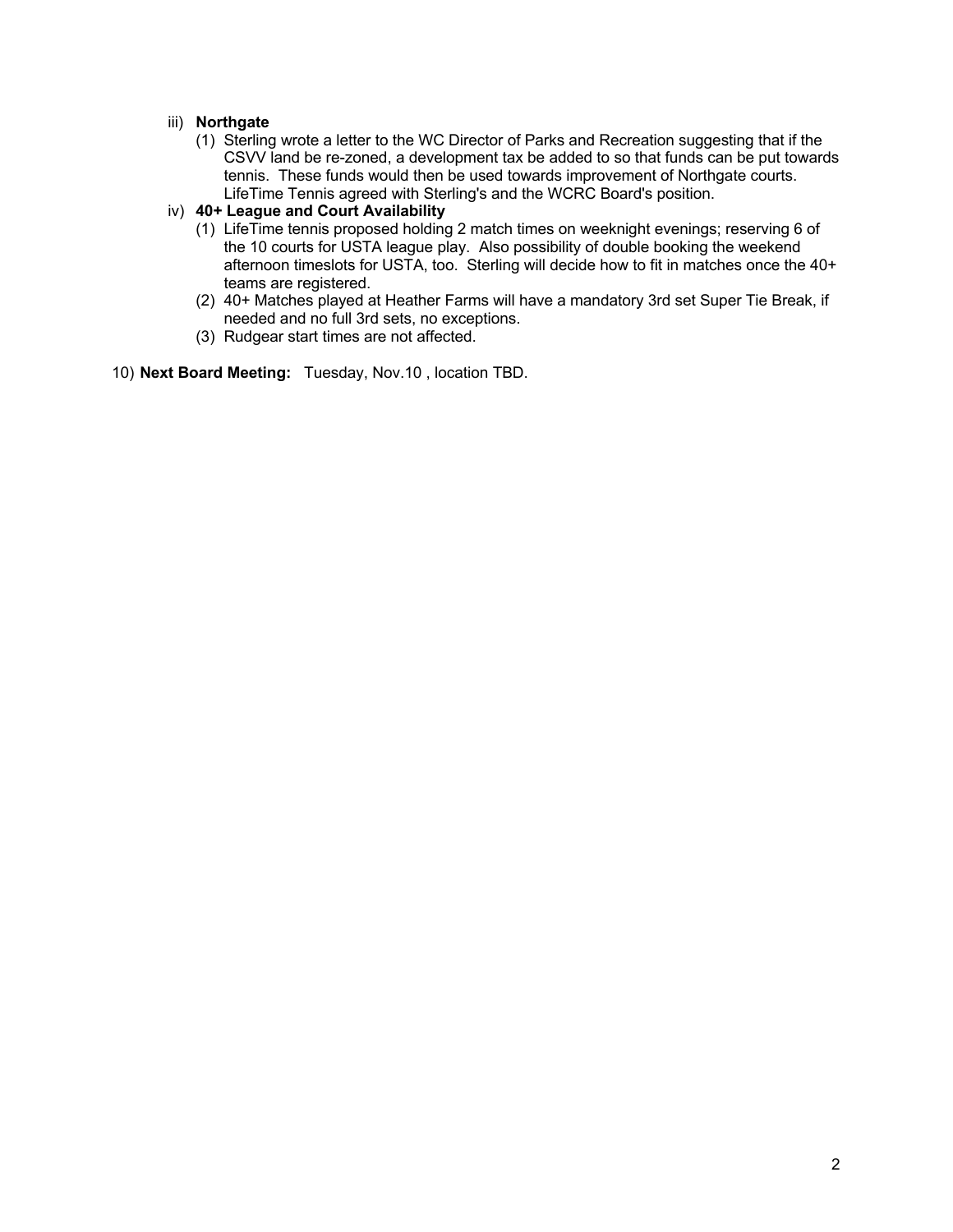iii) **Northgate**

(1) Sterling wrote a letter to the WC Director of Parks and Recreation suggesting that if the CSVV land be re-zoned, a development tax be added to so that funds can be put towards tennis. These funds would then be used towards improvement of Northgate courts. LifeTime Tennis agreed with Sterling's and the WCRC Board's position.

iv) **40+ League and Court Availability**

(1) LifeTime tennis proposed holding 2 match times on weeknight evenings; reserving 6 of the 10 courts for USTA league play. Also possibility of double booking the weekend afternoon timeslots for USTA, too. Sterling will decide how to fit in matches once the 40+ teams are registered.

(2) 40+ Matches played at Heather Farms will have a mandatory 3rd set Super Tie Break, if needed and no full 3rd sets, no exceptions.

(3) Rudgear start times are not affected.

10) **Next Board Meeting:** Tuesday, Nov.10 , location TBD.